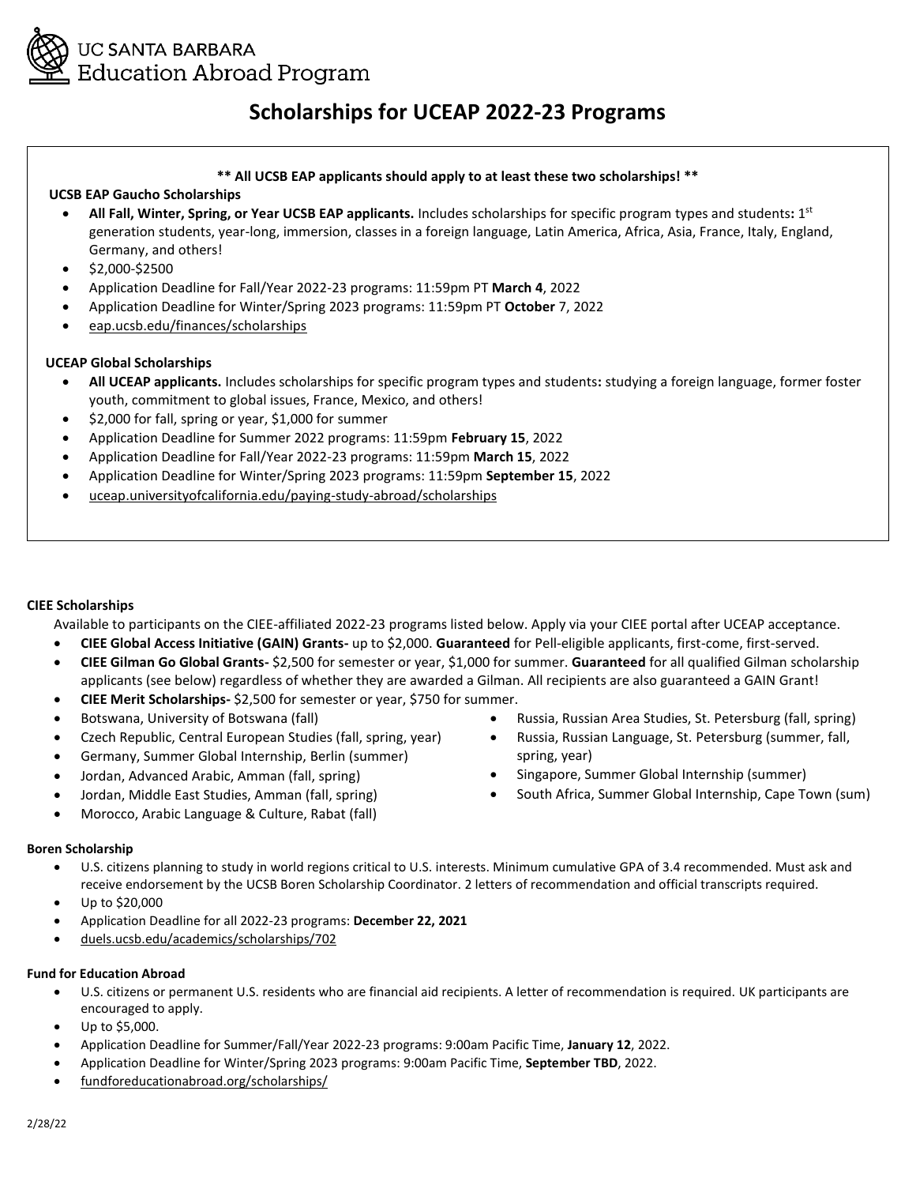UC SANTA BARBARA
Education Abroad Program

# Scholarships for UCEAP 2022-23 Programs

**\*\* All UCSB EAP applicants should apply to at least these two scholarships! \*\***

**UCSB EAP Gaucho Scholarships**

- **All Fall, Winter, Spring, or Year UCSB EAP applicants.** Includes scholarships for specific program types and students**:** 1st generation students, year-long, immersion, classes in a foreign language, Latin America, Africa, Asia, France, Italy, England, Germany, and others!
- $2,000-$2500
- Application Deadline for Fall/Year 2022-23 programs: 11:59pm PT **March 4**, 2022
- Application Deadline for Winter/Spring 2023 programs: 11:59pm PT **October** 7, 2022
- eap.ucsb.edu/finances/scholarships

**UCEAP Global Scholarships**

- **All UCEAP applicants.** Includes scholarships for specific program types and students**:** studying a foreign language, former foster youth, commitment to global issues, France, Mexico, and others!
- $2,000 for fall, spring or year, $1,000 for summer
- Application Deadline for Summer 2022 programs: 11:59pm **February 15**, 2022
- Application Deadline for Fall/Year 2022-23 programs: 11:59pm **March 15**, 2022
- Application Deadline for Winter/Spring 2023 programs: 11:59pm **September 15**, 2022
- uceap.universityofcalifornia.edu/paying-study-abroad/scholarships

**CIEE Scholarships**

Available to participants on the CIEE-affiliated 2022-23 programs listed below. Apply via your CIEE portal after UCEAP acceptance.

- **CIEE Global Access Initiative (GAIN) Grants-** up to $2,000. **Guaranteed** for Pell-eligible applicants, first-come, first-served.
- **CIEE Gilman Go Global Grants-** $2,500 for semester or year, $1,000 for summer. **Guaranteed** for all qualified Gilman scholarship applicants (see below) regardless of whether they are awarded a Gilman. All recipients are also guaranteed a GAIN Grant!
- **CIEE Merit Scholarships-** $2,500 for semester or year, $750 for summer.
- Botswana, University of Botswana (fall)
- Czech Republic, Central European Studies (fall, spring, year)
- Germany, Summer Global Internship, Berlin (summer)
- Jordan, Advanced Arabic, Amman (fall, spring)
- Jordan, Middle East Studies, Amman (fall, spring)
- Morocco, Arabic Language & Culture, Rabat (fall)
- Russia, Russian Area Studies, St. Petersburg (fall, spring)
- Russia, Russian Language, St. Petersburg (summer, fall, spring, year)
- Singapore, Summer Global Internship (summer)
- South Africa, Summer Global Internship, Cape Town (sum)

**Boren Scholarship**

- U.S. citizens planning to study in world regions critical to U.S. interests. Minimum cumulative GPA of 3.4 recommended. Must ask and receive endorsement by the UCSB Boren Scholarship Coordinator. 2 letters of recommendation and official transcripts required.
- Up to $20,000
- Application Deadline for all 2022-23 programs: **December 22, 2021**
- duels.ucsb.edu/academics/scholarships/702

**Fund for Education Abroad**

- U.S. citizens or permanent U.S. residents who are financial aid recipients. A letter of recommendation is required. UK participants are encouraged to apply.
- Up to $5,000.
- Application Deadline for Summer/Fall/Year 2022-23 programs: 9:00am Pacific Time, **January 12**, 2022.
- Application Deadline for Winter/Spring 2023 programs: 9:00am Pacific Time, **September TBD**, 2022.
- fundforeducationabroad.org/scholarships/

2/28/22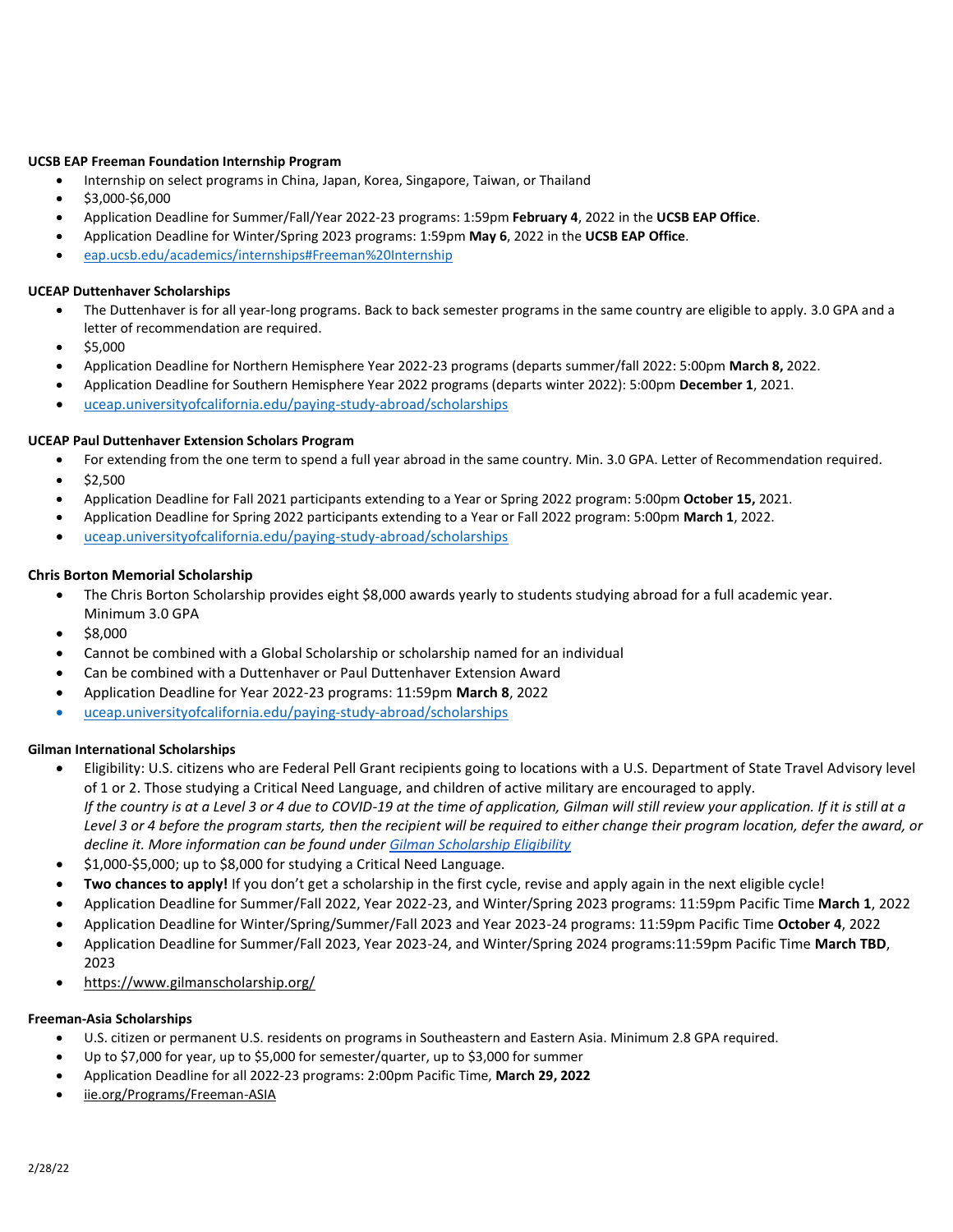**UCSB EAP Freeman Foundation Internship Program**

- Internship on select programs in China, Japan, Korea, Singapore, Taiwan, or Thailand
- $3,000-$6,000
- Application Deadline for Summer/Fall/Year 2022-23 programs: 1:59pm **February 4**, 2022 in the **UCSB EAP Office**.
- Application Deadline for Winter/Spring 2023 programs: 1:59pm **May 6**, 2022 in the **UCSB EAP Office**.
- [eap.ucsb.edu/academics/internships#Freeman%20Internship](eap.ucsb.edu/academics/internships#Freeman%20Internship)

**UCEAP Duttenhaver Scholarships**

- The Duttenhaver is for all year-long programs. Back to back semester programs in the same country are eligible to apply. 3.0 GPA and a letter of recommendation are required.
- $5,000
- Application Deadline for Northern Hemisphere Year 2022-23 programs (departs summer/fall 2022: 5:00pm **March 8,** 2022.
- Application Deadline for Southern Hemisphere Year 2022 programs (departs winter 2022): 5:00pm **December 1**, 2021.
- [uceap.universityofcalifornia.edu/paying-study-abroad/scholarships](uceap.universityofcalifornia.edu/paying-study-abroad/scholarships)

**UCEAP Paul Duttenhaver Extension Scholars Program**

- For extending from the one term to spend a full year abroad in the same country. Min. 3.0 GPA. Letter of Recommendation required.
- $2,500
- Application Deadline for Fall 2021 participants extending to a Year or Spring 2022 program: 5:00pm **October 15,** 2021.
- Application Deadline for Spring 2022 participants extending to a Year or Fall 2022 program: 5:00pm **March 1**, 2022.
- [uceap.universityofcalifornia.edu/paying-study-abroad/scholarships](uceap.universityofcalifornia.edu/paying-study-abroad/scholarships)

**Chris Borton Memorial Scholarship**

- The Chris Borton Scholarship provides eight $8,000 awards yearly to students studying abroad for a full academic year. Minimum 3.0 GPA
- $8,000
- Cannot be combined with a Global Scholarship or scholarship named for an individual
- Can be combined with a Duttenhaver or Paul Duttenhaver Extension Award
- Application Deadline for Year 2022-23 programs: 11:59pm **March 8**, 2022
- [uceap.universityofcalifornia.edu/paying-study-abroad/scholarships](uceap.universityofcalifornia.edu/paying-study-abroad/scholarships)

**Gilman International Scholarships**

- Eligibility: U.S. citizens who are Federal Pell Grant recipients going to locations with a U.S. Department of State Travel Advisory level of 1 or 2. Those studying a Critical Need Language, and children of active military are encouraged to apply.
  *If the country is at a Level 3 or 4 due to COVID-19 at the time of application, Gilman will still review your application. If it is still at a Level 3 or 4 before the program starts, then the recipient will be required to either change their program location, defer the award, or decline it. More information can be found under [Gilman Scholarship Eligibility](Gilman Scholarship Eligibility)*
- $1,000-$5,000; up to $8,000 for studying a Critical Need Language.
- **Two chances to apply!** If you don't get a scholarship in the first cycle, revise and apply again in the next eligible cycle!
- Application Deadline for Summer/Fall 2022, Year 2022-23, and Winter/Spring 2023 programs: 11:59pm Pacific Time **March 1**, 2022
- Application Deadline for Winter/Spring/Summer/Fall 2023 and Year 2023-24 programs: 11:59pm Pacific Time **October 4**, 2022
- Application Deadline for Summer/Fall 2023, Year 2023-24, and Winter/Spring 2024 programs:11:59pm Pacific Time **March TBD**, 2023
- [https://www.gilmanscholarship.org/](https://www.gilmanscholarship.org/)

**Freeman-Asia Scholarships**

- U.S. citizen or permanent U.S. residents on programs in Southeastern and Eastern Asia. Minimum 2.8 GPA required.
- Up to $7,000 for year, up to $5,000 for semester/quarter, up to $3,000 for summer
- Application Deadline for all 2022-23 programs: 2:00pm Pacific Time, **March 29, 2022**
- [iie.org/Programs/Freeman-ASIA](iie.org/Programs/Freeman-ASIA)

2/28/22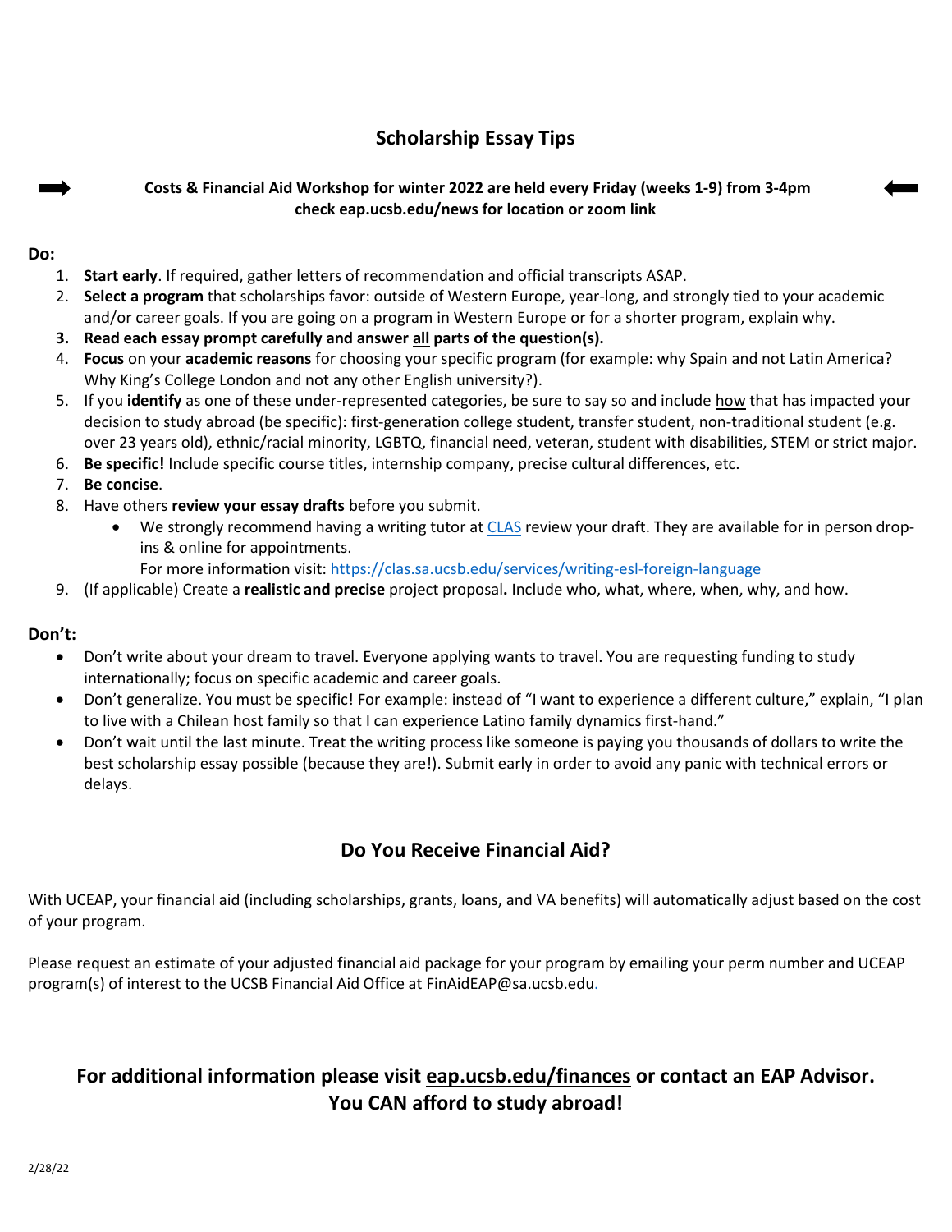## Scholarship Essay Tips

**Costs & Financial Aid Workshop for winter 2022 are held every Friday (weeks 1-9) from 3-4pm check eap.ucsb.edu/news for location or zoom link**

**Do:**

1. **Start early**. If required, gather letters of recommendation and official transcripts ASAP.
2. **Select a program** that scholarships favor: outside of Western Europe, year-long, and strongly tied to your academic and/or career goals. If you are going on a program in Western Europe or for a shorter program, explain why.
3. **Read each essay prompt carefully and answer all parts of the question(s).**
4. **Focus** on your **academic reasons** for choosing your specific program (for example: why Spain and not Latin America? Why King's College London and not any other English university?).
5. If you **identify** as one of these under-represented categories, be sure to say so and include how that has impacted your decision to study abroad (be specific): first-generation college student, transfer student, non-traditional student (e.g. over 23 years old), ethnic/racial minority, LGBTQ, financial need, veteran, student with disabilities, STEM or strict major.
6. **Be specific!** Include specific course titles, internship company, precise cultural differences, etc.
7. **Be concise**.
8. Have others **review your essay drafts** before you submit.
   - We strongly recommend having a writing tutor at CLAS review your draft. They are available for in person drop-ins & online for appointments.
     For more information visit: https://clas.sa.ucsb.edu/services/writing-esl-foreign-language
9. (If applicable) Create a **realistic and precise** project proposal**.** Include who, what, where, when, why, and how.

**Don't:**

- Don't write about your dream to travel. Everyone applying wants to travel. You are requesting funding to study internationally; focus on specific academic and career goals.
- Don't generalize. You must be specific! For example: instead of "I want to experience a different culture," explain, "I plan to live with a Chilean host family so that I can experience Latino family dynamics first-hand."
- Don't wait until the last minute. Treat the writing process like someone is paying you thousands of dollars to write the best scholarship essay possible (because they are!). Submit early in order to avoid any panic with technical errors or delays.

## Do You Receive Financial Aid?

With UCEAP, your financial aid (including scholarships, grants, loans, and VA benefits) will automatically adjust based on the cost of your program.

Please request an estimate of your adjusted financial aid package for your program by emailing your perm number and UCEAP program(s) of interest to the UCSB Financial Aid Office at FinAidEAP@sa.ucsb.edu.

### For additional information please visit eap.ucsb.edu/finances or contact an EAP Advisor. You CAN afford to study abroad!

2/28/22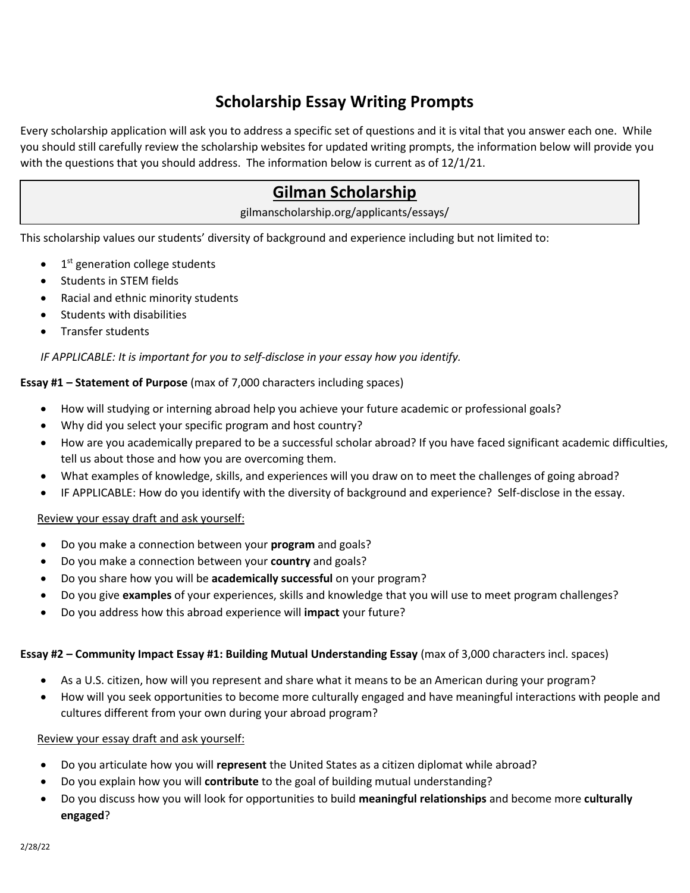# Scholarship Essay Writing Prompts

Every scholarship application will ask you to address a specific set of questions and it is vital that you answer each one. While you should still carefully review the scholarship websites for updated writing prompts, the information below will provide you with the questions that you should address. The information below is current as of 12/1/21.

## Gilman Scholarship

gilmanscholarship.org/applicants/essays/

This scholarship values our students' diversity of background and experience including but not limited to:

- 1st generation college students
- Students in STEM fields
- Racial and ethnic minority students
- Students with disabilities
- Transfer students

*IF APPLICABLE: It is important for you to self-disclose in your essay how you identify.*

**Essay #1 – Statement of Purpose** (max of 7,000 characters including spaces)

- How will studying or interning abroad help you achieve your future academic or professional goals?
- Why did you select your specific program and host country?
- How are you academically prepared to be a successful scholar abroad? If you have faced significant academic difficulties, tell us about those and how you are overcoming them.
- What examples of knowledge, skills, and experiences will you draw on to meet the challenges of going abroad?
- IF APPLICABLE: How do you identify with the diversity of background and experience? Self-disclose in the essay.

<u>Review your essay draft and ask yourself:</u>

- Do you make a connection between your **program** and goals?
- Do you make a connection between your **country** and goals?
- Do you share how you will be **academically successful** on your program?
- Do you give **examples** of your experiences, skills and knowledge that you will use to meet program challenges?
- Do you address how this abroad experience will **impact** your future?

**Essay #2 – Community Impact Essay #1: Building Mutual Understanding Essay** (max of 3,000 characters incl. spaces)

- As a U.S. citizen, how will you represent and share what it means to be an American during your program?
- How will you seek opportunities to become more culturally engaged and have meaningful interactions with people and cultures different from your own during your abroad program?

<u>Review your essay draft and ask yourself:</u>

- Do you articulate how you will **represent** the United States as a citizen diplomat while abroad?
- Do you explain how you will **contribute** to the goal of building mutual understanding?
- Do you discuss how you will look for opportunities to build **meaningful relationships** and become more **culturally engaged**?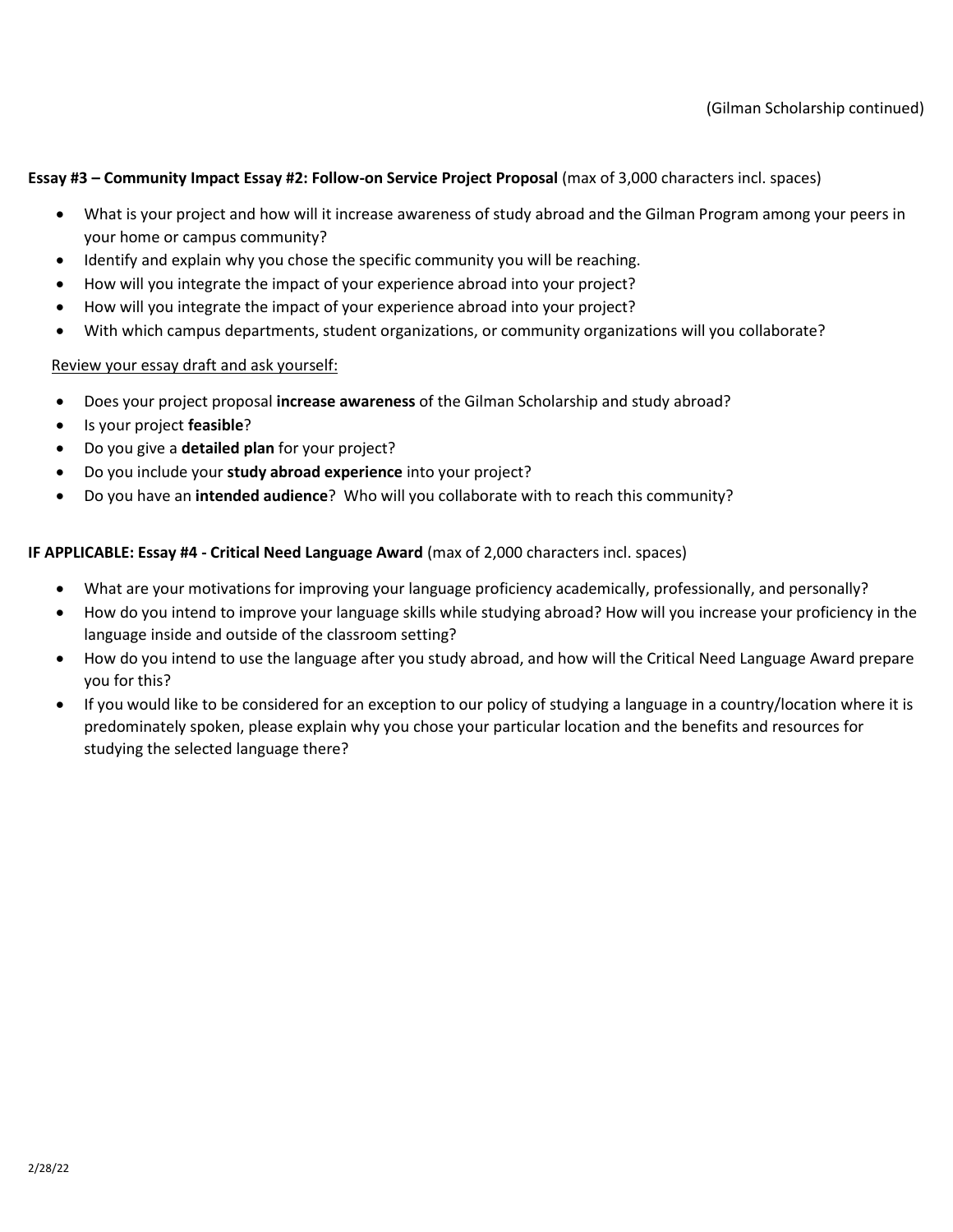(Gilman Scholarship continued)

**Essay #3 – Community Impact Essay #2: Follow-on Service Project Proposal** (max of 3,000 characters incl. spaces)

- What is your project and how will it increase awareness of study abroad and the Gilman Program among your peers in your home or campus community?
- Identify and explain why you chose the specific community you will be reaching.
- How will you integrate the impact of your experience abroad into your project?
- How will you integrate the impact of your experience abroad into your project?
- With which campus departments, student organizations, or community organizations will you collaborate?

<u>Review your essay draft and ask yourself:</u>

- Does your project proposal **increase awareness** of the Gilman Scholarship and study abroad?
- Is your project **feasible**?
- Do you give a **detailed plan** for your project?
- Do you include your **study abroad experience** into your project?
- Do you have an **intended audience**? Who will you collaborate with to reach this community?

**IF APPLICABLE: Essay #4 - Critical Need Language Award** (max of 2,000 characters incl. spaces)

- What are your motivations for improving your language proficiency academically, professionally, and personally?
- How do you intend to improve your language skills while studying abroad? How will you increase your proficiency in the language inside and outside of the classroom setting?
- How do you intend to use the language after you study abroad, and how will the Critical Need Language Award prepare you for this?
- If you would like to be considered for an exception to our policy of studying a language in a country/location where it is predominately spoken, please explain why you chose your particular location and the benefits and resources for studying the selected language there?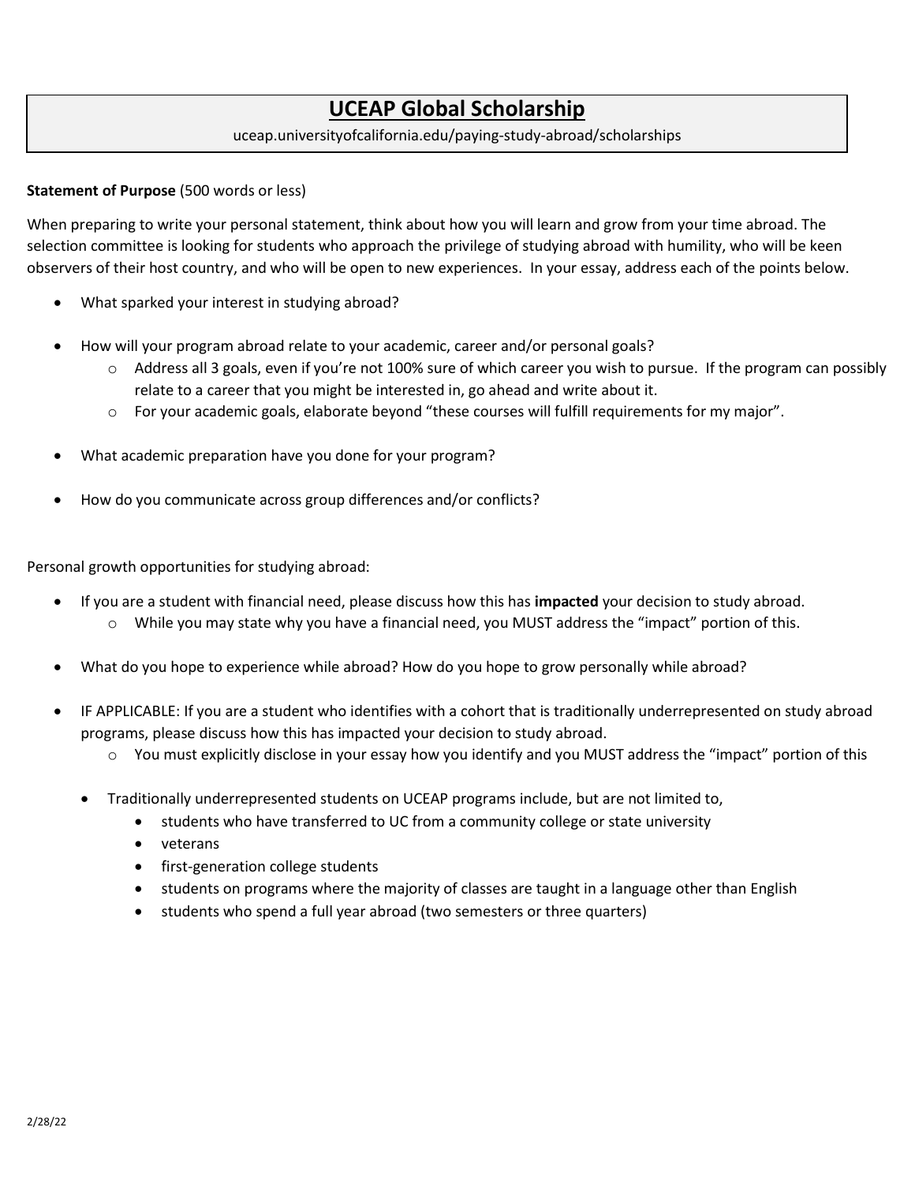# UCEAP Global Scholarship

uceap.universityofcalifornia.edu/paying-study-abroad/scholarships

**Statement of Purpose** (500 words or less)

When preparing to write your personal statement, think about how you will learn and grow from your time abroad. The selection committee is looking for students who approach the privilege of studying abroad with humility, who will be keen observers of their host country, and who will be open to new experiences. In your essay, address each of the points below.

- What sparked your interest in studying abroad?
- How will your program abroad relate to your academic, career and/or personal goals?
    - Address all 3 goals, even if you're not 100% sure of which career you wish to pursue. If the program can possibly relate to a career that you might be interested in, go ahead and write about it.
    - For your academic goals, elaborate beyond "these courses will fulfill requirements for my major".
- What academic preparation have you done for your program?
- How do you communicate across group differences and/or conflicts?

Personal growth opportunities for studying abroad:

- If you are a student with financial need, please discuss how this has **impacted** your decision to study abroad.
    - While you may state why you have a financial need, you MUST address the "impact" portion of this.
- What do you hope to experience while abroad? How do you hope to grow personally while abroad?
- IF APPLICABLE: If you are a student who identifies with a cohort that is traditionally underrepresented on study abroad programs, please discuss how this has impacted your decision to study abroad.
    - You must explicitly disclose in your essay how you identify and you MUST address the "impact" portion of this
    - Traditionally underrepresented students on UCEAP programs include, but are not limited to,
        - students who have transferred to UC from a community college or state university
        - veterans
        - first-generation college students
        - students on programs where the majority of classes are taught in a language other than English
        - students who spend a full year abroad (two semesters or three quarters)

2/28/22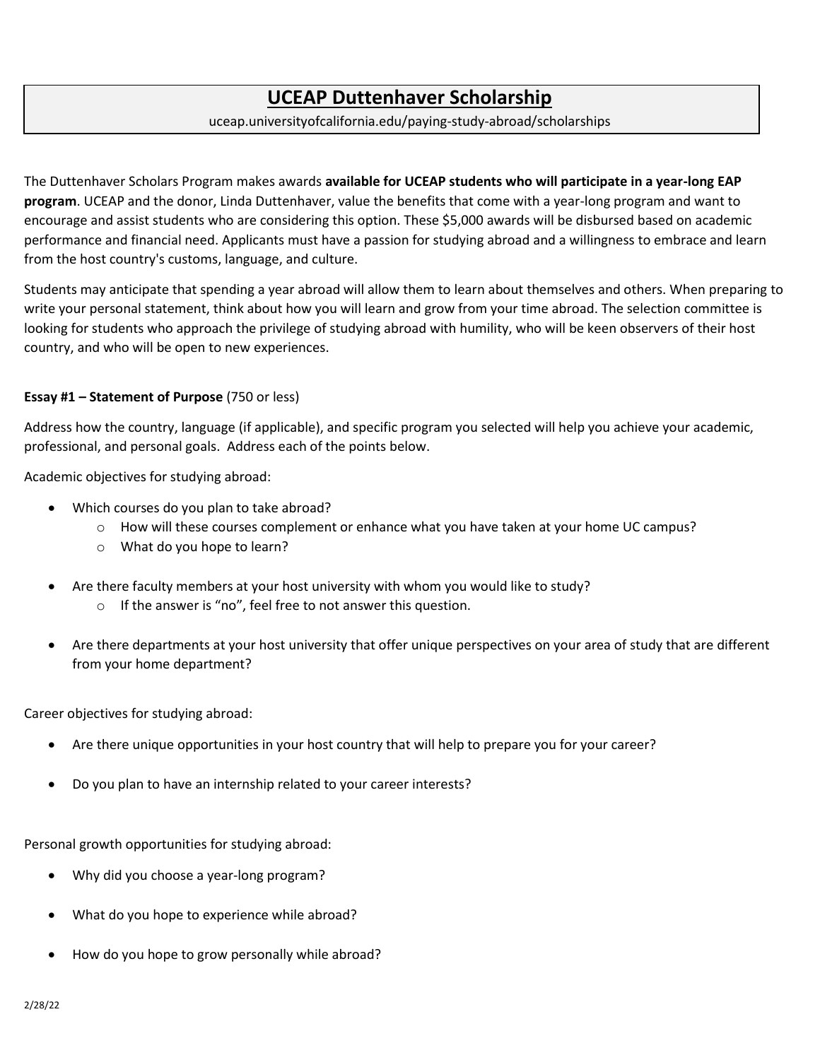# UCEAP Duttenhaver Scholarship

uceap.universityofcalifornia.edu/paying-study-abroad/scholarships

The Duttenhaver Scholars Program makes awards **available for UCEAP students who will participate in a year-long EAP program**. UCEAP and the donor, Linda Duttenhaver, value the benefits that come with a year-long program and want to encourage and assist students who are considering this option. These $5,000 awards will be disbursed based on academic performance and financial need. Applicants must have a passion for studying abroad and a willingness to embrace and learn from the host country's customs, language, and culture.

Students may anticipate that spending a year abroad will allow them to learn about themselves and others. When preparing to write your personal statement, think about how you will learn and grow from your time abroad. The selection committee is looking for students who approach the privilege of studying abroad with humility, who will be keen observers of their host country, and who will be open to new experiences.

**Essay #1 – Statement of Purpose** (750 or less)

Address how the country, language (if applicable), and specific program you selected will help you achieve your academic, professional, and personal goals. Address each of the points below.

Academic objectives for studying abroad:

- Which courses do you plan to take abroad?
  - How will these courses complement or enhance what you have taken at your home UC campus?
  - What do you hope to learn?
- Are there faculty members at your host university with whom you would like to study?
  - If the answer is "no", feel free to not answer this question.
- Are there departments at your host university that offer unique perspectives on your area of study that are different from your home department?

Career objectives for studying abroad:

- Are there unique opportunities in your host country that will help to prepare you for your career?
- Do you plan to have an internship related to your career interests?

Personal growth opportunities for studying abroad:

- Why did you choose a year-long program?
- What do you hope to experience while abroad?
- How do you hope to grow personally while abroad?

2/28/22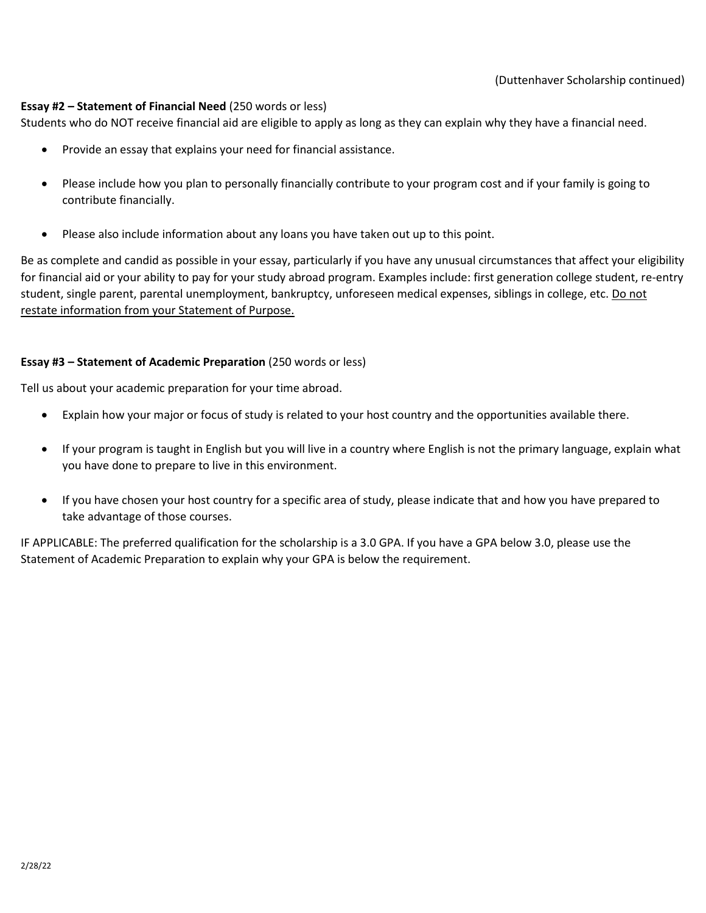(Duttenhaver Scholarship continued)

**Essay #2 – Statement of Financial Need** (250 words or less)

Students who do NOT receive financial aid are eligible to apply as long as they can explain why they have a financial need.

- Provide an essay that explains your need for financial assistance.
- Please include how you plan to personally financially contribute to your program cost and if your family is going to contribute financially.
- Please also include information about any loans you have taken out up to this point.

Be as complete and candid as possible in your essay, particularly if you have any unusual circumstances that affect your eligibility for financial aid or your ability to pay for your study abroad program. Examples include: first generation college student, re-entry student, single parent, parental unemployment, bankruptcy, unforeseen medical expenses, siblings in college, etc. <u>Do not restate information from your Statement of Purpose.</u>

**Essay #3 – Statement of Academic Preparation** (250 words or less)

Tell us about your academic preparation for your time abroad.

- Explain how your major or focus of study is related to your host country and the opportunities available there.
- If your program is taught in English but you will live in a country where English is not the primary language, explain what you have done to prepare to live in this environment.
- If you have chosen your host country for a specific area of study, please indicate that and how you have prepared to take advantage of those courses.

IF APPLICABLE: The preferred qualification for the scholarship is a 3.0 GPA. If you have a GPA below 3.0, please use the Statement of Academic Preparation to explain why your GPA is below the requirement.

2/28/22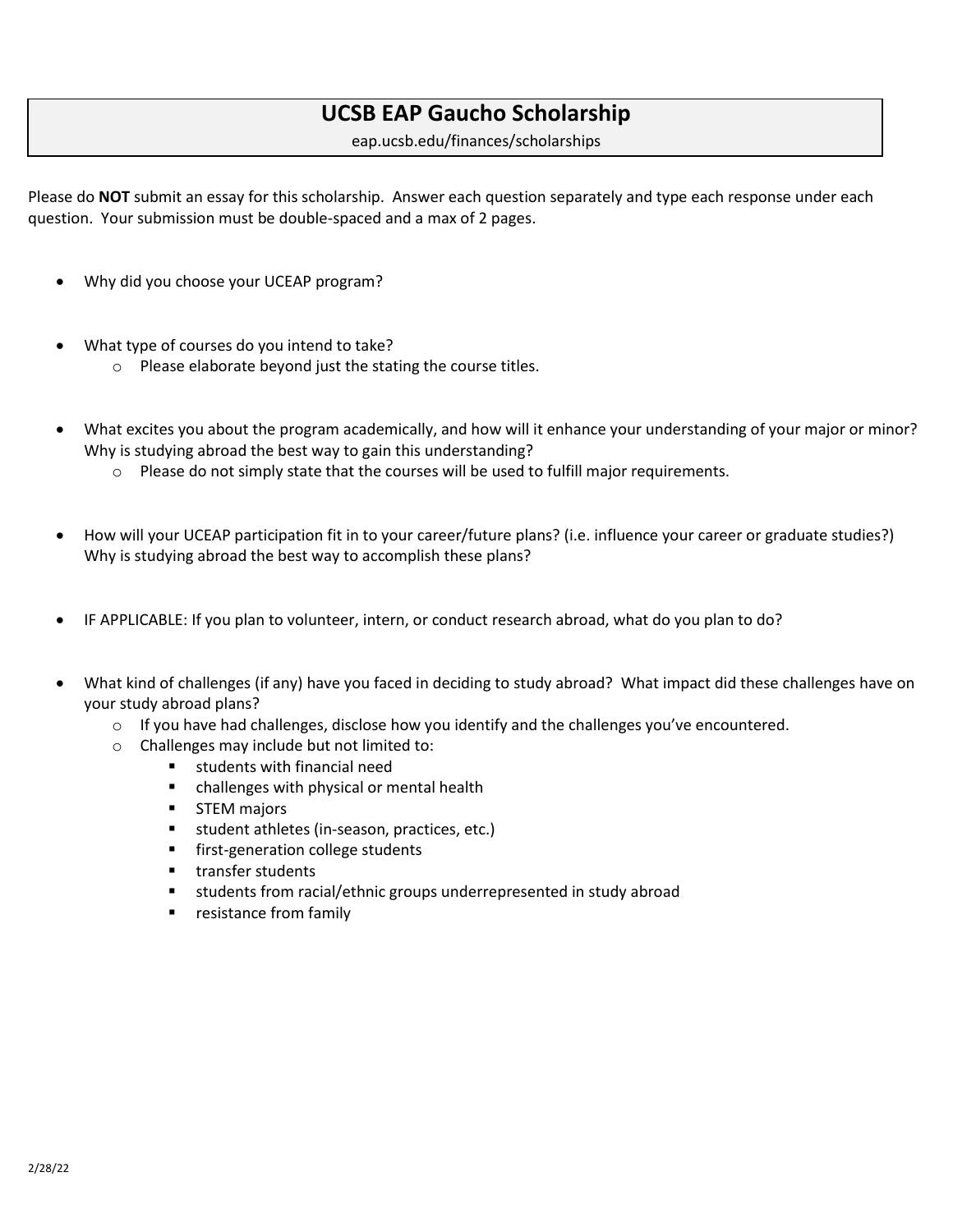# UCSB EAP Gaucho Scholarship

eap.ucsb.edu/finances/scholarships

Please do **NOT** submit an essay for this scholarship. Answer each question separately and type each response under each question. Your submission must be double-spaced and a max of 2 pages.

- Why did you choose your UCEAP program?
- What type of courses do you intend to take?
  - Please elaborate beyond just the stating the course titles.
- What excites you about the program academically, and how will it enhance your understanding of your major or minor? Why is studying abroad the best way to gain this understanding?
  - Please do not simply state that the courses will be used to fulfill major requirements.
- How will your UCEAP participation fit in to your career/future plans? (i.e. influence your career or graduate studies?) Why is studying abroad the best way to accomplish these plans?
- IF APPLICABLE: If you plan to volunteer, intern, or conduct research abroad, what do you plan to do?
- What kind of challenges (if any) have you faced in deciding to study abroad? What impact did these challenges have on your study abroad plans?
  - If you have had challenges, disclose how you identify and the challenges you've encountered.
  - Challenges may include but not limited to:
    - students with financial need
    - challenges with physical or mental health
    - STEM majors
    - student athletes (in-season, practices, etc.)
    - first-generation college students
    - transfer students
    - students from racial/ethnic groups underrepresented in study abroad
    - resistance from family

2/28/22